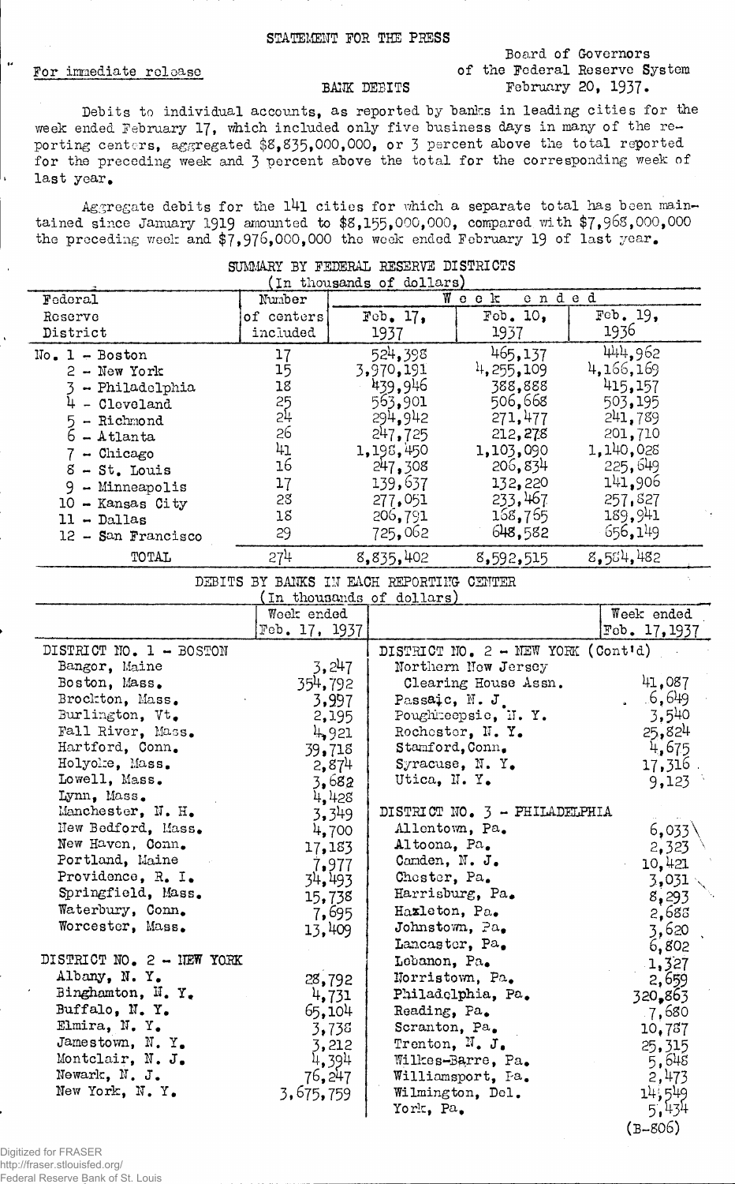STATEMENT FOR THE PRESS

For immediate release

Board of Governors
of the Federal Reserve System
February 20, 1937.

BANK DEBITS

Debits to individual accounts, as reported by banks in leading cities for the week ended February 17, which included only five business days in many of the reporting centers, aggregated $8,835,000,000, or 3 percent above the total reported for the preceding week and 3 percent above the total for the corresponding week of last year.

Aggregate debits for the 141 cities for which a separate total has been maintained since January 1919 amounted to $8,155,000,000, compared with $7,968,000,000 the preceding week and $7,976,000,000 the week ended February 19 of last year.

SUMMARY BY FEDERAL RESERVE DISTRICTS
(In thousands of dollars)

| Federal Reserve District | Number of centers included | Week ended Feb. 17, 1937 | Week ended Feb. 10, 1937 | Week ended Feb. 19, 1936 |
|---|---|---|---|---|
| No. 1 - Boston | 17 | 524,398 | 465,137 | 444,962 |
| 2 - New York | 15 | 3,970,191 | 4,255,109 | 4,166,169 |
| 3 - Philadelphia | 18 | 439,946 | 388,888 | 415,157 |
| 4 - Cleveland | 25 | 563,901 | 506,668 | 503,195 |
| 5 - Richmond | 24 | 294,942 | 271,477 | 241,789 |
| 6 - Atlanta | 26 | 247,725 | 212,278 | 201,710 |
| 7 - Chicago | 41 | 1,198,450 | 1,103,090 | 1,140,028 |
| 8 - St. Louis | 16 | 247,308 | 206,834 | 225,649 |
| 9 - Minneapolis | 17 | 139,637 | 132,220 | 141,906 |
| 10 - Kansas City | 28 | 277,051 | 233,467 | 257,827 |
| 11 - Dallas | 18 | 206,791 | 168,765 | 189,941 |
| 12 - San Francisco | 29 | 725,062 | 648,582 | 656,149 |
| TOTAL | 274 | 8,835,402 | 8,592,515 | 8,584,482 |

DEBITS BY BANKS IN EACH REPORTING CENTER
(In thousands of dollars)

| | Week ended Feb. 17, 1937 |
|---|---|
| **DISTRICT NO. 1 - BOSTON** | |
| Bangor, Maine | 3,247 |
| Boston, Mass. | 354,792 |
| Brockton, Mass. | 3,997 |
| Burlington, Vt. | 2,195 |
| Fall River, Mass. | 4,921 |
| Hartford, Conn. | 39,718 |
| Holyoke, Mass. | 2,874 |
| Lowell, Mass. | 3,682 |
| Lynn, Mass. | 4,428 |
| Manchester, N. H. | 3,349 |
| New Bedford, Mass. | 4,700 |
| New Haven, Conn. | 17,183 |
| Portland, Maine | 7,977 |
| Providence, R. I. | 34,493 |
| Springfield, Mass. | 15,738 |
| Waterbury, Conn. | 7,695 |
| Worcester, Mass. | 13,409 |
| **DISTRICT NO. 2 - NEW YORK** | |
| Albany, N. Y. | 28,792 |
| Binghamton, N. Y. | 4,731 |
| Buffalo, N. Y. | 65,104 |
| Elmira, N. Y. | 3,738 |
| Jamestown, N. Y. | 3,212 |
| Montclair, N. J. | 4,394 |
| Newark, N. J. | 76,247 |
| New York, N. Y. | 3,675,759 |
| **DISTRICT NO. 2 - NEW YORK (Cont'd)** | |
| Northern New Jersey Clearing House Assn. | 41,087 |
| Passaic, N. J. | 6,649 |
| Poughkeepsie, N. Y. | 3,540 |
| Rochester, N. Y. | 25,824 |
| Stamford, Conn. | 4,675 |
| Syracuse, N. Y. | 17,316 |
| Utica, N. Y. | 9,123 |
| **DISTRICT NO. 3 - PHILADELPHIA** | |
| Allentown, Pa. | 6,033 |
| Altoona, Pa. | 2,323 |
| Camden, N. J. | 10,421 |
| Chester, Pa. | 3,031 |
| Harrisburg, Pa. | 8,293 |
| Hazleton, Pa. | 2,688 |
| Johnstown, Pa. | 3,620 |
| Lancaster, Pa. | 6,802 |
| Lebanon, Pa. | 1,327 |
| Norristown, Pa. | 2,659 |
| Philadelphia, Pa. | 320,863 |
| Reading, Pa. | 7,680 |
| Scranton, Pa. | 10,787 |
| Trenton, N. J. | 25,315 |
| Wilkes-Barre, Pa. | 5,648 |
| Williamsport, Pa. | 2,473 |
| Wilmington, Del. | 14,549 |
| York, Pa. | 5,434 |

(B-806)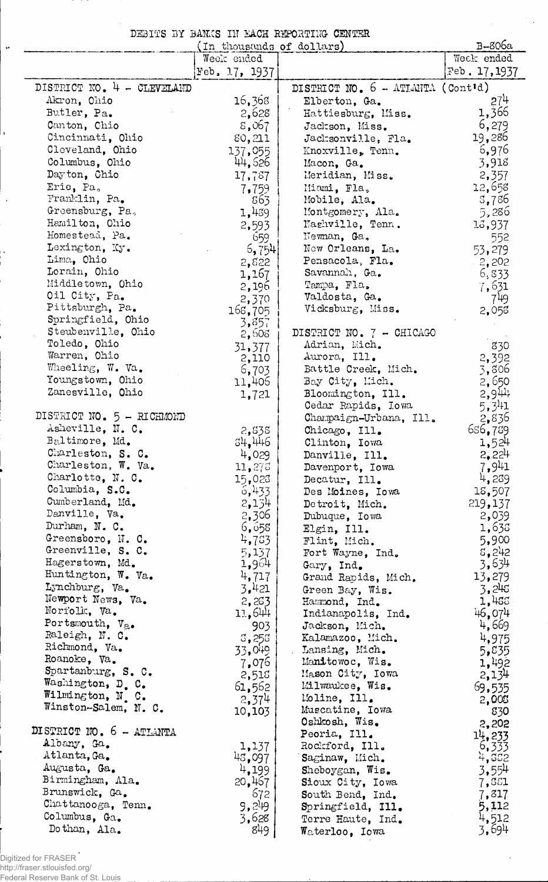DEBITS BY BANKS IN EACH REPORTING CENTER

(In thousands of dollars)

B-806a

| | Week ended Feb. 17, 1937 | | Week ended Feb. 17, 1937 |
|---|---|---|---|
| DISTRICT NO. 4 - CLEVELAND | | DISTRICT NO. 6 - ATLANTA (Cont'd) | |
| Akron, Ohio | 16,368 | Elberton, Ga. | 274 |
| Butler, Pa. | 2,628 | Hattiesburg, Miss. | 1,366 |
| Canton, Ohio | 8,067 | Jackson, Miss. | 6,279 |
| Cincinnati, Ohio | 80,211 | Jacksonville, Fla. | 19,286 |
| Cleveland, Ohio | 137,055 | Knoxville, Tenn. | 6,976 |
| Columbus, Ohio | 44,626 | Macon, Ga. | 3,918 |
| Dayton, Ohio | 17,787 | Meridian, Miss. | 2,357 |
| Erie, Pa. | 7,759 | Miami, Fla. | 12,658 |
| Franklin, Pa. | 863 | Mobile, Ala. | 8,786 |
| Greensburg, Pa. | 1,489 | Montgomery, Ala. | 5,286 |
| Hamilton, Ohio | 2,593 | Nashville, Tenn. | 18,937 |
| Homestead, Pa. | 659 | Newnan, Ga. | 552 |
| Lexington, Ky. | 6,754 | New Orleans, La. | 53,279 |
| Lima, Ohio | 2,822 | Pensacola, Fla. | 2,202 |
| Lorain, Ohio | 1,167 | Savannah, Ga. | 6,833 |
| Middletown, Ohio | 2,196 | Tampa, Fla. | 7,631 |
| Oil City, Pa. | 2,370 | Valdosta, Ga. | 749 |
| Pittsburgh, Pa. | 168,705 | Vicksburg, Miss. | 2,058 |
| Springfield, Ohio | 3,857 | | |
| Steubenville, Ohio | 2,608 | DISTRICT NO. 7 - CHICAGO | |
| Toledo, Ohio | 31,377 | Adrian, Mich. | 830 |
| Warren, Ohio | 2,110 | Aurora, Ill. | 2,392 |
| Wheeling, W. Va. | 6,703 | Battle Creek, Mich. | 3,806 |
| Youngstown, Ohio | 11,406 | Bay City, Mich. | 2,650 |
| Zanesville, Ohio | 1,721 | Bloomington, Ill. | 2,944 |
| | | Cedar Rapids, Iowa | 5,341 |
| DISTRICT NO. 5 - RICHMOND | | Champaign-Urbana, Ill. | 2,836 |
| Asheville, N. C. | 2,838 | Chicago, Ill. | 686,789 |
| Baltimore, Md. | 84,446 | Clinton, Iowa | 1,524 |
| Charleston, S. C. | 4,029 | Danville, Ill. | 2,224 |
| Charleston, W. Va. | 11,278 | Davenport, Iowa | 7,941 |
| Charlotte, N. C. | 15,028 | Decatur, Ill. | 4,289 |
| Columbia, S.C. | 6,433 | Des Moines, Iowa | 18,507 |
| Cumberland, Md. | 2,134 | Detroit, Mich. | 219,137 |
| Danville, Va. | 2,306 | Dubuque, Iowa | 2,039 |
| Durham, N. C. | 6,658 | Elgin, Ill. | 1,638 |
| Greensboro, N. C. | 4,783 | Flint, Mich. | 5,900 |
| Greenville, S. C. | 5,137 | Fort Wayne, Ind. | 8,242 |
| Hagerstown, Md. | 1,964 | Gary, Ind. | 3,634 |
| Huntington, W. Va. | 4,717 | Grand Rapids, Mich. | 13,279 |
| Lynchburg, Va. | 3,421 | Green Bay, Wis. | 3,248 |
| Newport News, Va. | 2,283 | Hammond, Ind. | 1,488 |
| Norfolk, Va. | 11,644 | Indianapolis, Ind. | 46,074 |
| Portsmouth, Va. | 903 | Jackson, Mich. | 4,669 |
| Raleigh, N. C. | 8,258 | Kalamazoo, Mich. | 4,975 |
| Richmond, Va. | 33,049 | Lansing, Mich. | 5,835 |
| Roanoke, Va. | 7,076 | Manitowoc, Wis. | 1,492 |
| Spartanburg, S. C. | 2,518 | Mason City, Iowa | 2,134 |
| Washington, D. C. | 61,562 | Milwaukee, Wis. | 69,535 |
| Wilmington, N. C. | 2,374 | Moline, Ill. | 2,008 |
| Winston-Salem, N. C. | 10,103 | Muscatine, Iowa | 830 |
| | | Oshkosh, Wis. | 2,202 |
| DISTRICT NO. 6 - ATLANTA | | Peoria, Ill. | 14,233 |
| Albany, Ga. | 1,137 | Rockford, Ill. | 6,333 |
| Atlanta, Ga. | 48,097 | Saginaw, Mich. | 4,882 |
| Augusta, Ga. | 4,199 | Sheboygan, Wis. | 3,554 |
| Birmingham, Ala. | 20,467 | Sioux City, Iowa | 7,881 |
| Brunswick, Ga. | 672 | South Bend, Ind. | 7,817 |
| Chattanooga, Tenn. | 9,249 | Springfield, Ill. | 5,112 |
| Columbus, Ga. | 3,628 | Terre Haute, Ind. | 4,512 |
| Dothan, Ala. | 849 | Waterloo, Iowa | 3,694 |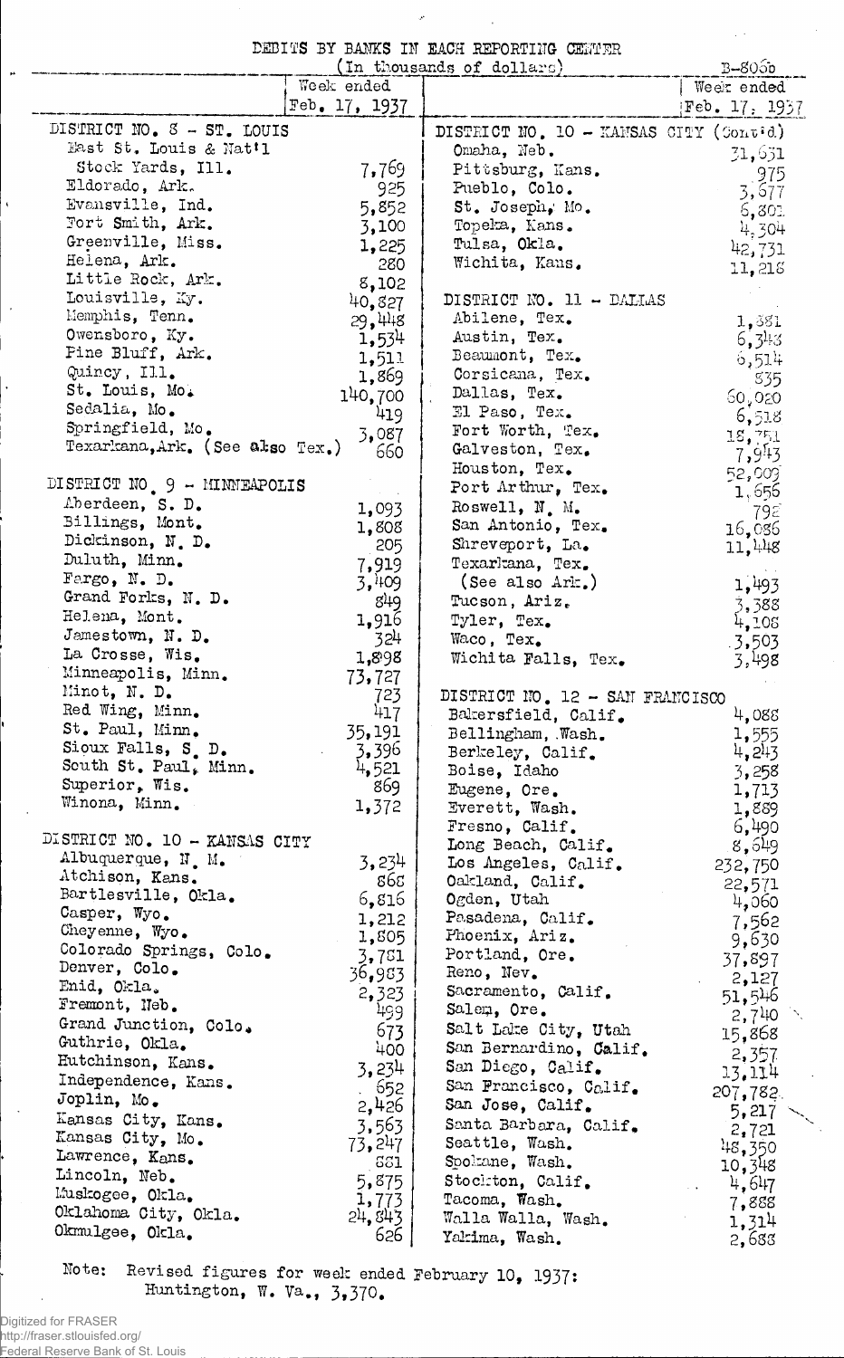# DEBITS BY BANKS IN EACH REPORTING CENTER

(In thousands of dollars)

B-806b

| | Week ended Feb. 17, 1937 | | Week ended Feb. 17, 1937 |
|---|---|---|---|
| DISTRICT NO. 8 - ST. LOUIS | | DISTRICT NO. 10 - KANSAS CITY (Cont'd) | |
| East St. Louis & Nat'l Stock Yards, Ill. | 7,769 | Omaha, Neb. | 31,651 |
| Eldorado, Ark. | 925 | Pittsburg, Kans. | 975 |
| Evansville, Ind. | 5,852 | Pueblo, Colo. | 3,677 |
| Fort Smith, Ark. | 3,100 | St. Joseph, Mo. | 6,801 |
| Greenville, Miss. | 1,225 | Topeka, Kans. | 4,304 |
| Helena, Ark. | 280 | Tulsa, Okla. | 42,731 |
| Little Rock, Ark. | 8,102 | Wichita, Kans. | 11,218 |
| Louisville, Ky. | 40,827 | | |
| Memphis, Tenn. | 29,448 | DISTRICT NO. 11 - DALLAS | |
| Owensboro, Ky. | 1,534 | Abilene, Tex. | 1,381 |
| Pine Bluff, Ark. | 1,511 | Austin, Tex. | 6,343 |
| Quincy, Ill. | 1,869 | Beaumont, Tex. | 6,514 |
| St. Louis, Mo. | 140,700 | Corsicana, Tex. | 835 |
| Sedalia, Mo. | 419 | Dallas, Tex. | 60,020 |
| Springfield, Mo. | 3,087 | El Paso, Tex. | 6,518 |
| Texarkana, Ark. (See also Tex.) | 660 | Fort Worth, Tex. | 18,751 |
| | | Galveston, Tex. | 7,943 |
| DISTRICT NO. 9 - MINNEAPOLIS | | Houston, Tex. | 52,009 |
| Aberdeen, S. D. | 1,093 | Port Arthur, Tex. | 1,656 |
| Billings, Mont. | 1,808 | Roswell, N. M. | 792 |
| Dickinson, N. D. | 205 | San Antonio, Tex. | 16,086 |
| Duluth, Minn. | 7,919 | Shreveport, La. | 11,448 |
| Fargo, N. D. | 3,409 | Texarkana, Tex. (See also Ark.) | 1,493 |
| Grand Forks, N. D. | 849 | Tucson, Ariz. | 3,388 |
| Helena, Mont. | 1,916 | Tyler, Tex. | 4,108 |
| Jamestown, N. D. | 324 | Waco, Tex. | 3,503 |
| La Crosse, Wis. | 1,898 | Wichita Falls, Tex. | 3,498 |
| Minneapolis, Minn. | 73,727 | | |
| Minot, N. D. | 723 | DISTRICT NO. 12 - SAN FRANCISCO | |
| Red Wing, Minn. | 417 | Bakersfield, Calif. | 4,088 |
| St. Paul, Minn. | 35,191 | Bellingham, Wash. | 1,555 |
| Sioux Falls, S. D. | 3,396 | Berkeley, Calif. | 4,243 |
| South St. Paul, Minn. | 4,521 | Boise, Idaho | 3,258 |
| Superior, Wis. | 869 | Eugene, Ore. | 1,713 |
| Winona, Minn. | 1,372 | Everett, Wash. | 1,889 |
| | | Fresno, Calif. | 6,490 |
| DISTRICT NO. 10 - KANSAS CITY | | Long Beach, Calif. | 8,649 |
| Albuquerque, N. M. | 3,234 | Los Angeles, Calif. | 232,750 |
| Atchison, Kans. | 868 | Oakland, Calif. | 22,571 |
| Bartlesville, Okla. | 6,816 | Ogden, Utah | 4,060 |
| Casper, Wyo. | 1,212 | Pasadena, Calif. | 7,562 |
| Cheyenne, Wyo. | 1,805 | Phoenix, Ariz. | 9,630 |
| Colorado Springs, Colo. | 3,781 | Portland, Ore. | 37,897 |
| Denver, Colo. | 36,983 | Reno, Nev. | 2,127 |
| Enid, Okla. | 2,323 | Sacramento, Calif. | 51,546 |
| Fremont, Neb. | 499 | Salem, Ore. | 2,740 |
| Grand Junction, Colo. | 673 | Salt Lake City, Utah | 15,868 |
| Guthrie, Okla. | 400 | San Bernardino, Calif. | 2,357 |
| Hutchinson, Kans. | 3,234 | San Diego, Calif. | 13,114 |
| Independence, Kans. | 652 | San Francisco, Calif. | 207,782 |
| Joplin, Mo. | 2,426 | San Jose, Calif. | 5,217 |
| Kansas City, Kans. | 3,563 | Santa Barbara, Calif. | 2,721 |
| Kansas City, Mo. | 73,247 | Seattle, Wash. | 48,350 |
| Lawrence, Kans. | 881 | Spokane, Wash. | 10,348 |
| Lincoln, Neb. | 5,875 | Stockton, Calif. | 4,647 |
| Muskogee, Okla. | 1,773 | Tacoma, Wash. | 7,888 |
| Oklahoma City, Okla. | 24,843 | Walla Walla, Wash. | 1,314 |
| Okmulgee, Okla. | 626 | Yakima, Wash. | 2,688 |

Note: Revised figures for week ended February 10, 1937:
Huntington, W. Va., 3,370.